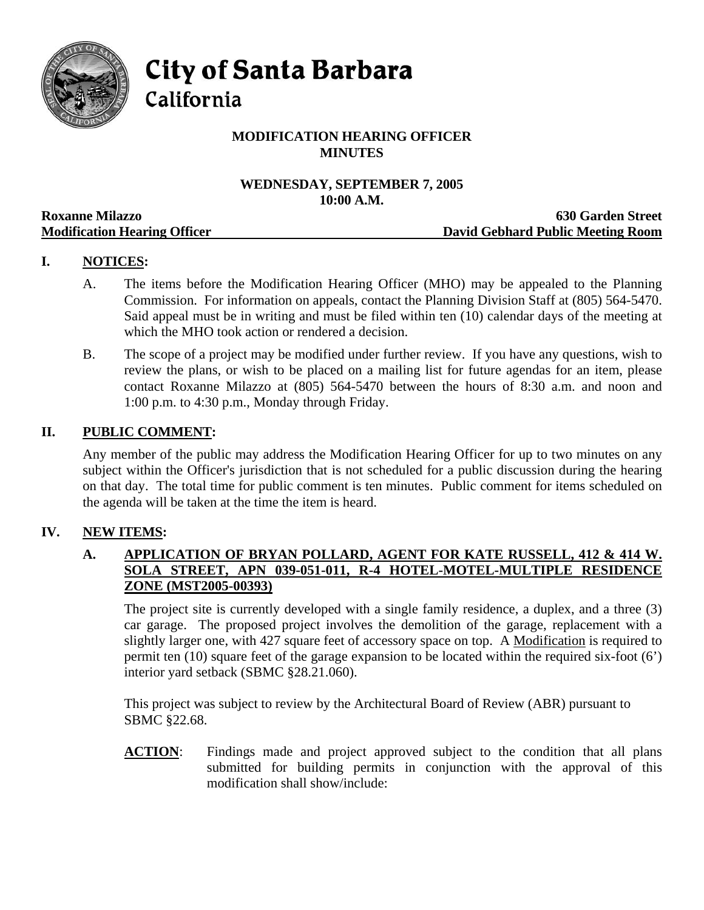# City of Santa Barbara
## California

**MODIFICATION HEARING OFFICER**
**MINUTES**

**WEDNESDAY, SEPTEMBER 7, 2005**
**10:00 A.M.**

**Roxanne Milazzo** — **630 Garden Street**
**Modification Hearing Officer** — **David Gebhard Public Meeting Room**

## I. NOTICES:

A. The items before the Modification Hearing Officer (MHO) may be appealed to the Planning Commission. For information on appeals, contact the Planning Division Staff at (805) 564-5470. Said appeal must be in writing and must be filed within ten (10) calendar days of the meeting at which the MHO took action or rendered a decision.

B. The scope of a project may be modified under further review. If you have any questions, wish to review the plans, or wish to be placed on a mailing list for future agendas for an item, please contact Roxanne Milazzo at (805) 564-5470 between the hours of 8:30 a.m. and noon and 1:00 p.m. to 4:30 p.m., Monday through Friday.

## II. PUBLIC COMMENT:

Any member of the public may address the Modification Hearing Officer for up to two minutes on any subject within the Officer's jurisdiction that is not scheduled for a public discussion during the hearing on that day. The total time for public comment is ten minutes. Public comment for items scheduled on the agenda will be taken at the time the item is heard.

## IV. NEW ITEMS:

### A. APPLICATION OF BRYAN POLLARD, AGENT FOR KATE RUSSELL, 412 & 414 W. SOLA STREET, APN 039-051-011, R-4 HOTEL-MOTEL-MULTIPLE RESIDENCE ZONE (MST2005-00393)

The project site is currently developed with a single family residence, a duplex, and a three (3) car garage. The proposed project involves the demolition of the garage, replacement with a slightly larger one, with 427 square feet of accessory space on top. A Modification is required to permit ten (10) square feet of the garage expansion to be located within the required six-foot (6') interior yard setback (SBMC §28.21.060).

This project was subject to review by the Architectural Board of Review (ABR) pursuant to SBMC §22.68.

**ACTION**: Findings made and project approved subject to the condition that all plans submitted for building permits in conjunction with the approval of this modification shall show/include: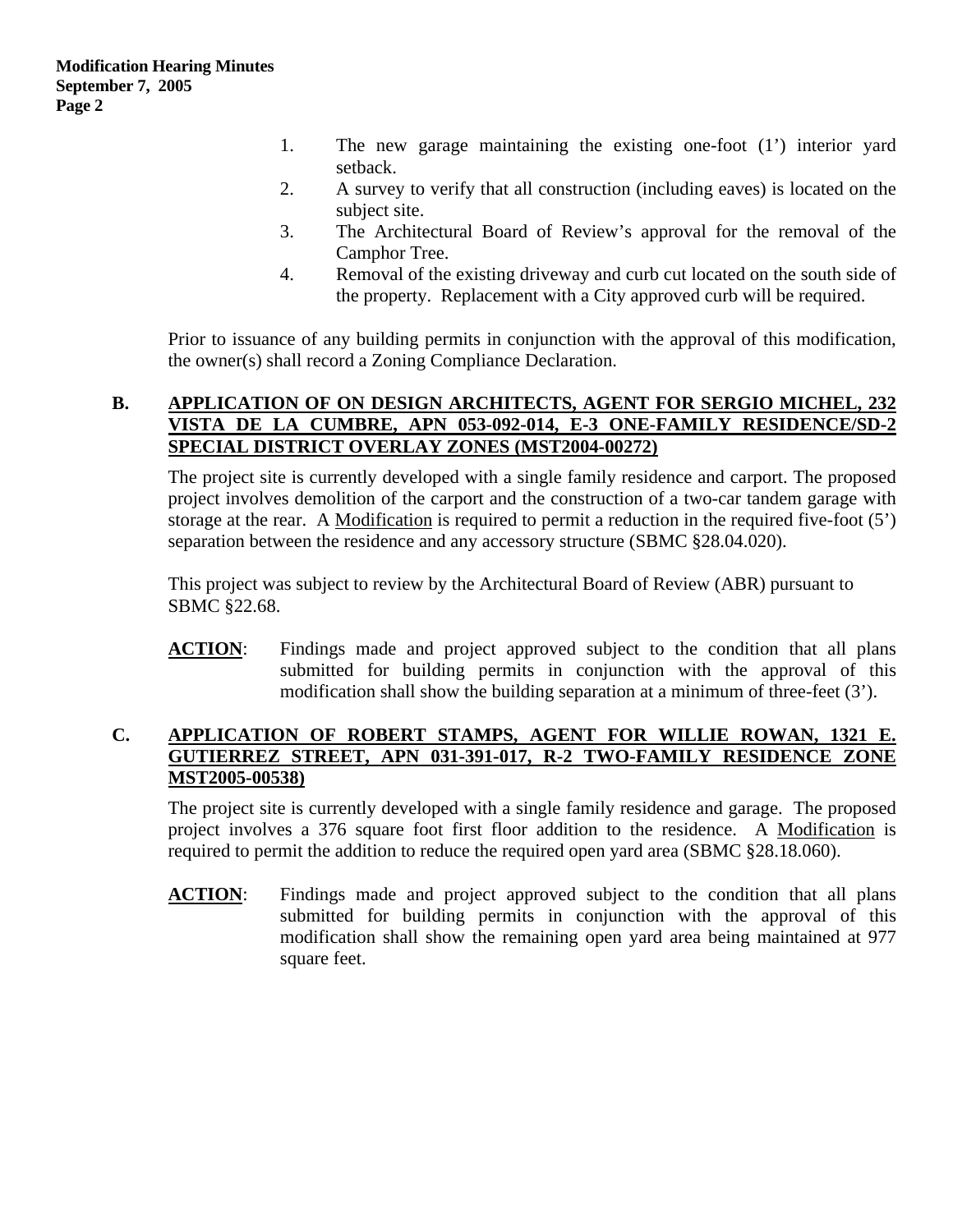1. The new garage maintaining the existing one-foot (1') interior yard setback.
2. A survey to verify that all construction (including eaves) is located on the subject site.
3. The Architectural Board of Review's approval for the removal of the Camphor Tree.
4. Removal of the existing driveway and curb cut located on the south side of the property. Replacement with a City approved curb will be required.

Prior to issuance of any building permits in conjunction with the approval of this modification, the owner(s) shall record a Zoning Compliance Declaration.

**B. APPLICATION OF ON DESIGN ARCHITECTS, AGENT FOR SERGIO MICHEL, 232 VISTA DE LA CUMBRE, APN 053-092-014, E-3 ONE-FAMILY RESIDENCE/SD-2 SPECIAL DISTRICT OVERLAY ZONES (MST2004-00272)**

The project site is currently developed with a single family residence and carport. The proposed project involves demolition of the carport and the construction of a two-car tandem garage with storage at the rear. A Modification is required to permit a reduction in the required five-foot (5') separation between the residence and any accessory structure (SBMC §28.04.020).

This project was subject to review by the Architectural Board of Review (ABR) pursuant to SBMC §22.68.

**ACTION**: Findings made and project approved subject to the condition that all plans submitted for building permits in conjunction with the approval of this modification shall show the building separation at a minimum of three-feet (3').

**C. APPLICATION OF ROBERT STAMPS, AGENT FOR WILLIE ROWAN, 1321 E. GUTIERREZ STREET, APN 031-391-017, R-2 TWO-FAMILY RESIDENCE ZONE MST2005-00538)**

The project site is currently developed with a single family residence and garage. The proposed project involves a 376 square foot first floor addition to the residence. A Modification is required to permit the addition to reduce the required open yard area (SBMC §28.18.060).

**ACTION**: Findings made and project approved subject to the condition that all plans submitted for building permits in conjunction with the approval of this modification shall show the remaining open yard area being maintained at 977 square feet.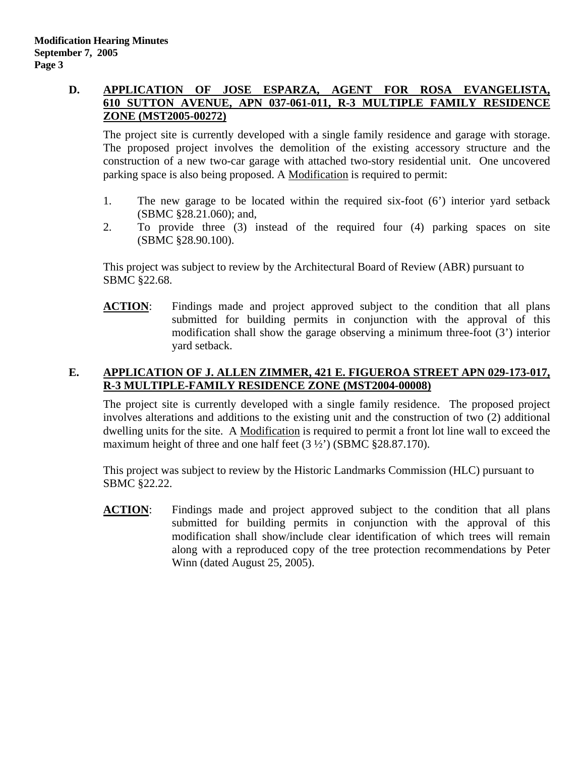**D. APPLICATION OF JOSE ESPARZA, AGENT FOR ROSA EVANGELISTA, 610 SUTTON AVENUE, APN 037-061-011, R-3 MULTIPLE FAMILY RESIDENCE ZONE (MST2005-00272)**

The project site is currently developed with a single family residence and garage with storage. The proposed project involves the demolition of the existing accessory structure and the construction of a new two-car garage with attached two-story residential unit. One uncovered parking space is also being proposed. A Modification is required to permit:

1. The new garage to be located within the required six-foot (6') interior yard setback (SBMC §28.21.060); and,
2. To provide three (3) instead of the required four (4) parking spaces on site (SBMC §28.90.100).

This project was subject to review by the Architectural Board of Review (ABR) pursuant to SBMC §22.68.

**ACTION**: Findings made and project approved subject to the condition that all plans submitted for building permits in conjunction with the approval of this modification shall show the garage observing a minimum three-foot (3') interior yard setback.

**E. APPLICATION OF J. ALLEN ZIMMER, 421 E. FIGUEROA STREET APN 029-173-017, R-3 MULTIPLE-FAMILY RESIDENCE ZONE (MST2004-00008)**

The project site is currently developed with a single family residence. The proposed project involves alterations and additions to the existing unit and the construction of two (2) additional dwelling units for the site. A Modification is required to permit a front lot line wall to exceed the maximum height of three and one half feet (3 ½') (SBMC §28.87.170).

This project was subject to review by the Historic Landmarks Commission (HLC) pursuant to SBMC §22.22.

**ACTION**: Findings made and project approved subject to the condition that all plans submitted for building permits in conjunction with the approval of this modification shall show/include clear identification of which trees will remain along with a reproduced copy of the tree protection recommendations by Peter Winn (dated August 25, 2005).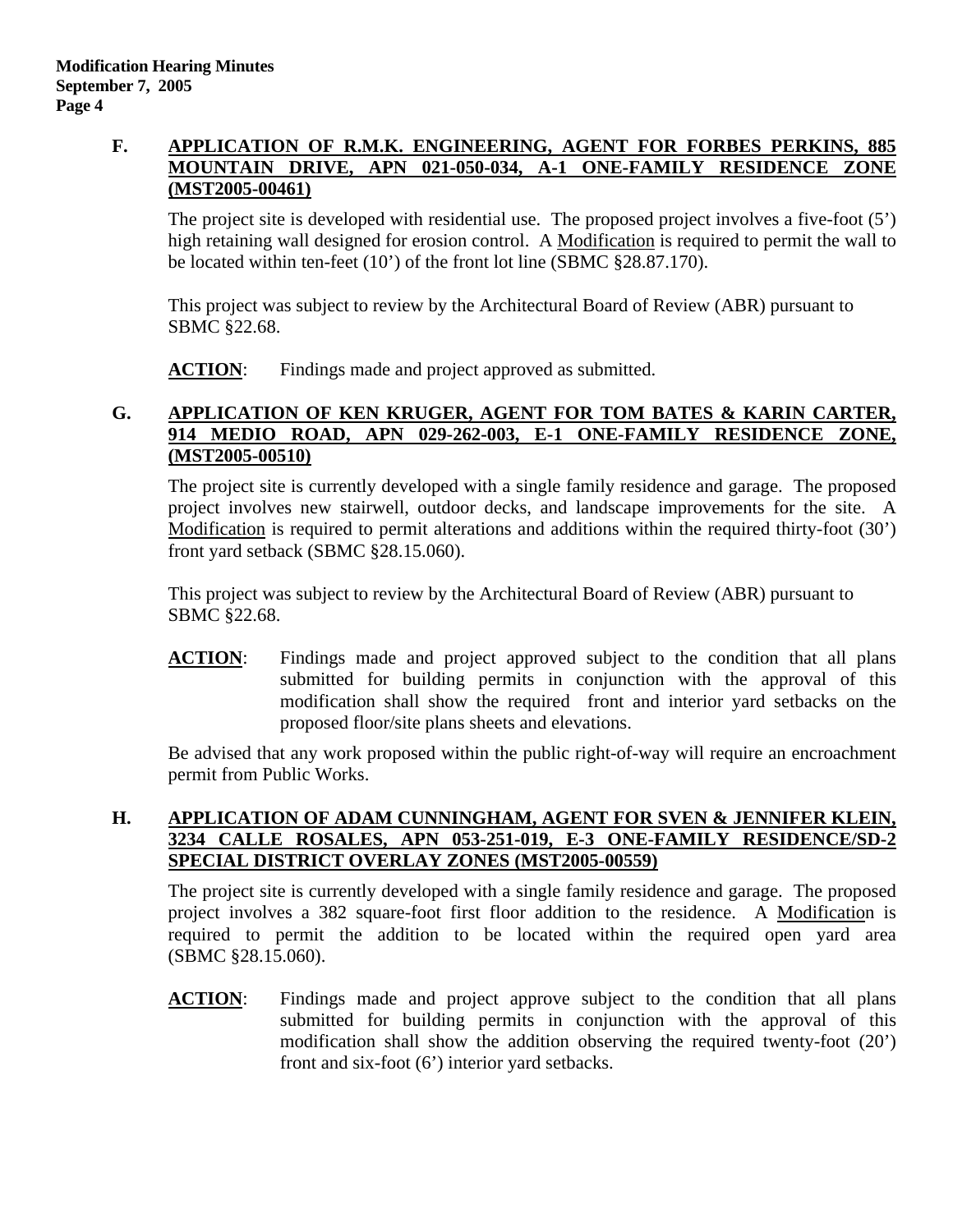### F. APPLICATION OF R.M.K. ENGINEERING, AGENT FOR FORBES PERKINS, 885 MOUNTAIN DRIVE, APN 021-050-034, A-1 ONE-FAMILY RESIDENCE ZONE (MST2005-00461)

The project site is developed with residential use. The proposed project involves a five-foot (5') high retaining wall designed for erosion control. A Modification is required to permit the wall to be located within ten-feet (10') of the front lot line (SBMC §28.87.170).

This project was subject to review by the Architectural Board of Review (ABR) pursuant to SBMC §22.68.

**ACTION**: Findings made and project approved as submitted.

### G. APPLICATION OF KEN KRUGER, AGENT FOR TOM BATES & KARIN CARTER, 914 MEDIO ROAD, APN 029-262-003, E-1 ONE-FAMILY RESIDENCE ZONE, (MST2005-00510)

The project site is currently developed with a single family residence and garage. The proposed project involves new stairwell, outdoor decks, and landscape improvements for the site. A Modification is required to permit alterations and additions within the required thirty-foot (30') front yard setback (SBMC §28.15.060).

This project was subject to review by the Architectural Board of Review (ABR) pursuant to SBMC §22.68.

**ACTION**: Findings made and project approved subject to the condition that all plans submitted for building permits in conjunction with the approval of this modification shall show the required front and interior yard setbacks on the proposed floor/site plans sheets and elevations.

Be advised that any work proposed within the public right-of-way will require an encroachment permit from Public Works.

### H. APPLICATION OF ADAM CUNNINGHAM, AGENT FOR SVEN & JENNIFER KLEIN, 3234 CALLE ROSALES, APN 053-251-019, E-3 ONE-FAMILY RESIDENCE/SD-2 SPECIAL DISTRICT OVERLAY ZONES (MST2005-00559)

The project site is currently developed with a single family residence and garage. The proposed project involves a 382 square-foot first floor addition to the residence. A Modification is required to permit the addition to be located within the required open yard area (SBMC §28.15.060).

**ACTION**: Findings made and project approve subject to the condition that all plans submitted for building permits in conjunction with the approval of this modification shall show the addition observing the required twenty-foot (20') front and six-foot (6') interior yard setbacks.